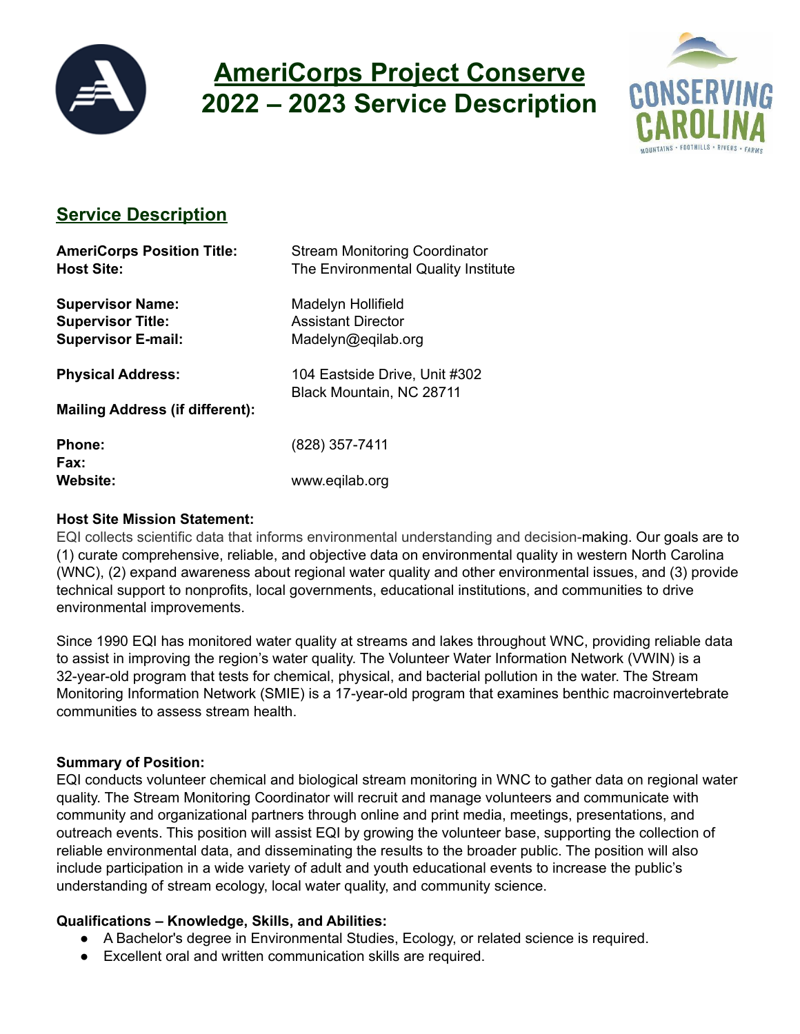# AmeriCorps Project Conserve
# 2022 – 2023 Service Description

## Service Description

| | |
|---|---|
| **AmeriCorps Position Title:** | Stream Monitoring Coordinator |
| **Host Site:** | The Environmental Quality Institute |
| **Supervisor Name:** | Madelyn Hollifield |
| **Supervisor Title:** | Assistant Director |
| **Supervisor E-mail:** | Madelyn@eqilab.org |
| **Physical Address:** | 104 Eastside Drive, Unit #302<br>Black Mountain, NC 28711 |
| **Mailing Address (if different):** | |
| **Phone:** | (828) 357-7411 |
| **Fax:** | |
| **Website:** | www.eqilab.org |

**Host Site Mission Statement:**

EQI collects scientific data that informs environmental understanding and decision-making. Our goals are to (1) curate comprehensive, reliable, and objective data on environmental quality in western North Carolina (WNC), (2) expand awareness about regional water quality and other environmental issues, and (3) provide technical support to nonprofits, local governments, educational institutions, and communities to drive environmental improvements.

Since 1990 EQI has monitored water quality at streams and lakes throughout WNC, providing reliable data to assist in improving the region's water quality. The Volunteer Water Information Network (VWIN) is a 32-year-old program that tests for chemical, physical, and bacterial pollution in the water. The Stream Monitoring Information Network (SMIE) is a 17-year-old program that examines benthic macroinvertebrate communities to assess stream health.

**Summary of Position:**

EQI conducts volunteer chemical and biological stream monitoring in WNC to gather data on regional water quality. The Stream Monitoring Coordinator will recruit and manage volunteers and communicate with community and organizational partners through online and print media, meetings, presentations, and outreach events. This position will assist EQI by growing the volunteer base, supporting the collection of reliable environmental data, and disseminating the results to the broader public. The position will also include participation in a wide variety of adult and youth educational events to increase the public's understanding of stream ecology, local water quality, and community science.

**Qualifications – Knowledge, Skills, and Abilities:**

- A Bachelor's degree in Environmental Studies, Ecology, or related science is required.
- Excellent oral and written communication skills are required.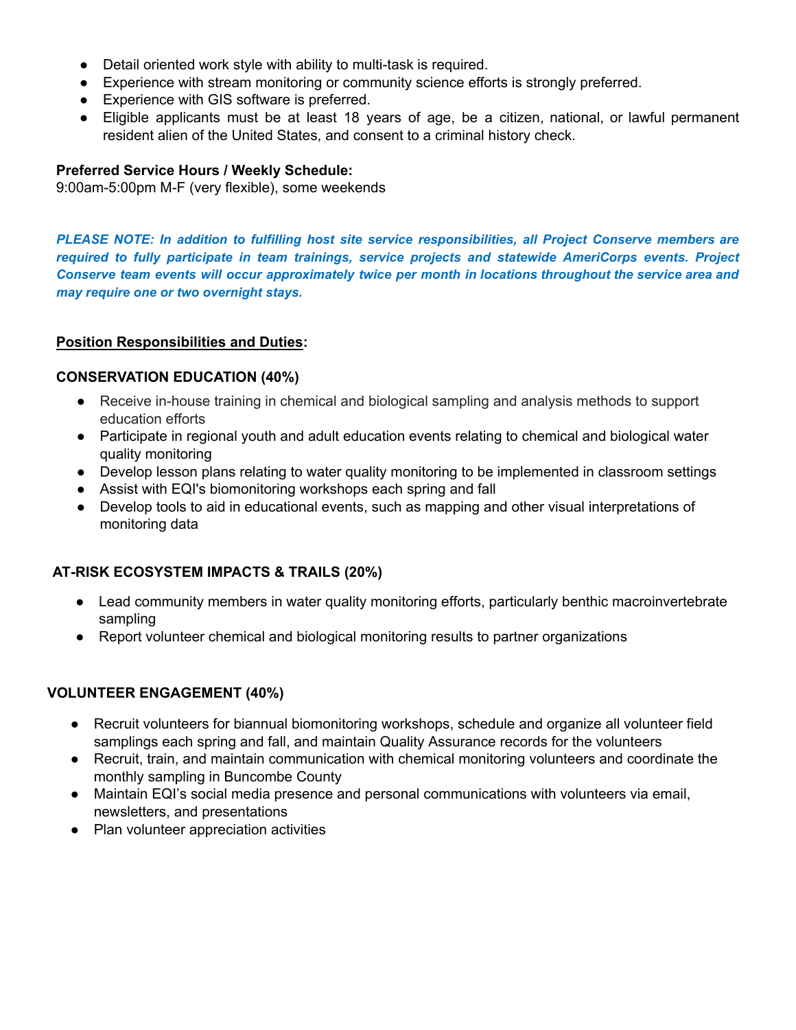- Detail oriented work style with ability to multi-task is required.
- Experience with stream monitoring or community science efforts is strongly preferred.
- Experience with GIS software is preferred.
- Eligible applicants must be at least 18 years of age, be a citizen, national, or lawful permanent resident alien of the United States, and consent to a criminal history check.

**Preferred Service Hours / Weekly Schedule:**
9:00am-5:00pm M-F (very flexible), some weekends

***PLEASE NOTE: In addition to fulfilling host site service responsibilities, all Project Conserve members are required to fully participate in team trainings, service projects and statewide AmeriCorps events. Project Conserve team events will occur approximately twice per month in locations throughout the service area and may require one or two overnight stays.***

**Position Responsibilities and Duties:**

**CONSERVATION EDUCATION (40%)**

- Receive in-house training in chemical and biological sampling and analysis methods to support education efforts
- Participate in regional youth and adult education events relating to chemical and biological water quality monitoring
- Develop lesson plans relating to water quality monitoring to be implemented in classroom settings
- Assist with EQI's biomonitoring workshops each spring and fall
- Develop tools to aid in educational events, such as mapping and other visual interpretations of monitoring data

**AT-RISK ECOSYSTEM IMPACTS & TRAILS (20%)**

- Lead community members in water quality monitoring efforts, particularly benthic macroinvertebrate sampling
- Report volunteer chemical and biological monitoring results to partner organizations

**VOLUNTEER ENGAGEMENT (40%)**

- Recruit volunteers for biannual biomonitoring workshops, schedule and organize all volunteer field samplings each spring and fall, and maintain Quality Assurance records for the volunteers
- Recruit, train, and maintain communication with chemical monitoring volunteers and coordinate the monthly sampling in Buncombe County
- Maintain EQI's social media presence and personal communications with volunteers via email, newsletters, and presentations
- Plan volunteer appreciation activities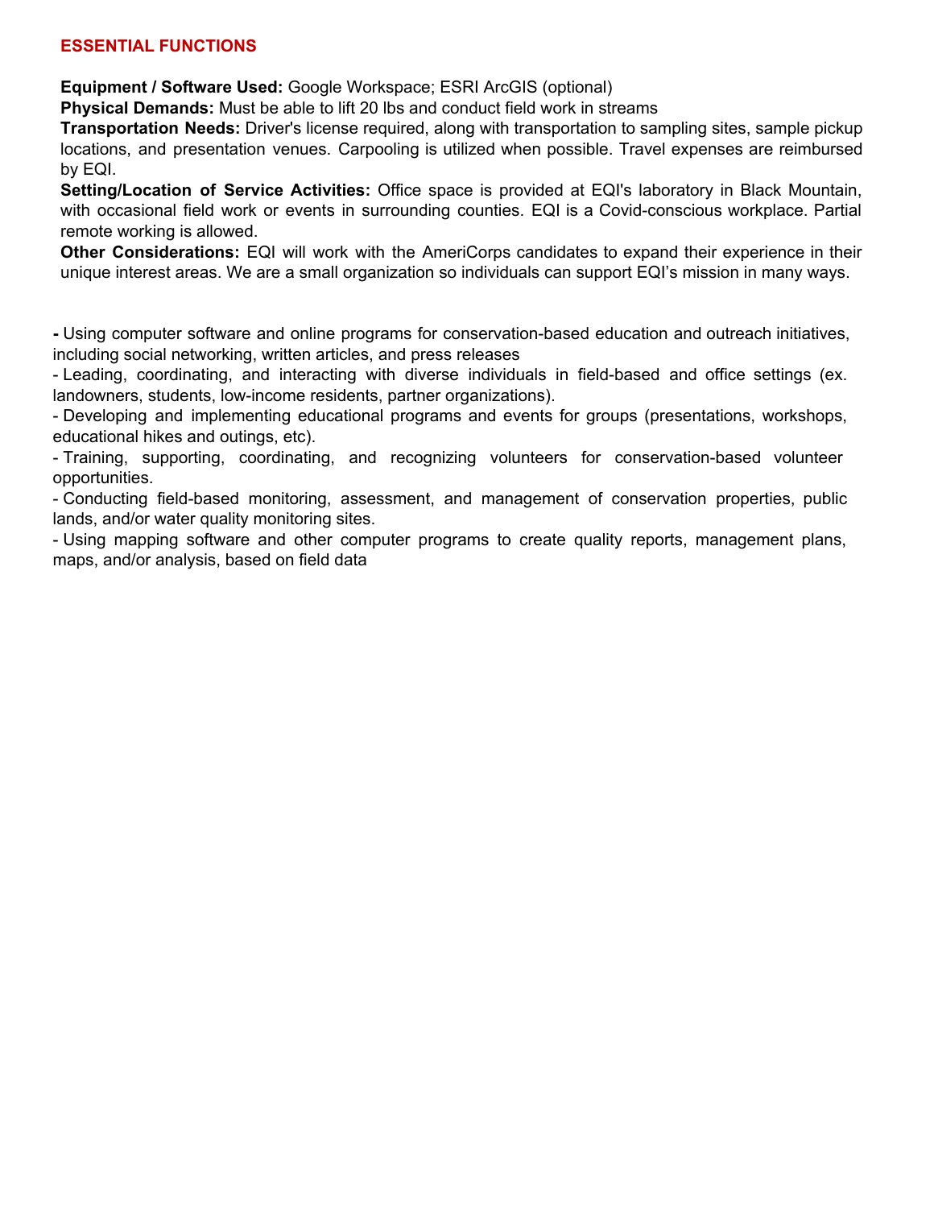## ESSENTIAL FUNCTIONS

**Equipment / Software Used:** Google Workspace; ESRI ArcGIS (optional)
**Physical Demands:** Must be able to lift 20 lbs and conduct field work in streams
**Transportation Needs:** Driver's license required, along with transportation to sampling sites, sample pickup locations, and presentation venues. Carpooling is utilized when possible. Travel expenses are reimbursed by EQI.
**Setting/Location of Service Activities:** Office space is provided at EQI's laboratory in Black Mountain, with occasional field work or events in surrounding counties. EQI is a Covid-conscious workplace. Partial remote working is allowed.
**Other Considerations:** EQI will work with the AmeriCorps candidates to expand their experience in their unique interest areas. We are a small organization so individuals can support EQI's mission in many ways.

- Using computer software and online programs for conservation-based education and outreach initiatives, including social networking, written articles, and press releases
- Leading, coordinating, and interacting with diverse individuals in field-based and office settings (ex. landowners, students, low-income residents, partner organizations).
- Developing and implementing educational programs and events for groups (presentations, workshops, educational hikes and outings, etc).
- Training, supporting, coordinating, and recognizing volunteers for conservation-based volunteer opportunities.
- Conducting field-based monitoring, assessment, and management of conservation properties, public lands, and/or water quality monitoring sites.
- Using mapping software and other computer programs to create quality reports, management plans, maps, and/or analysis, based on field data